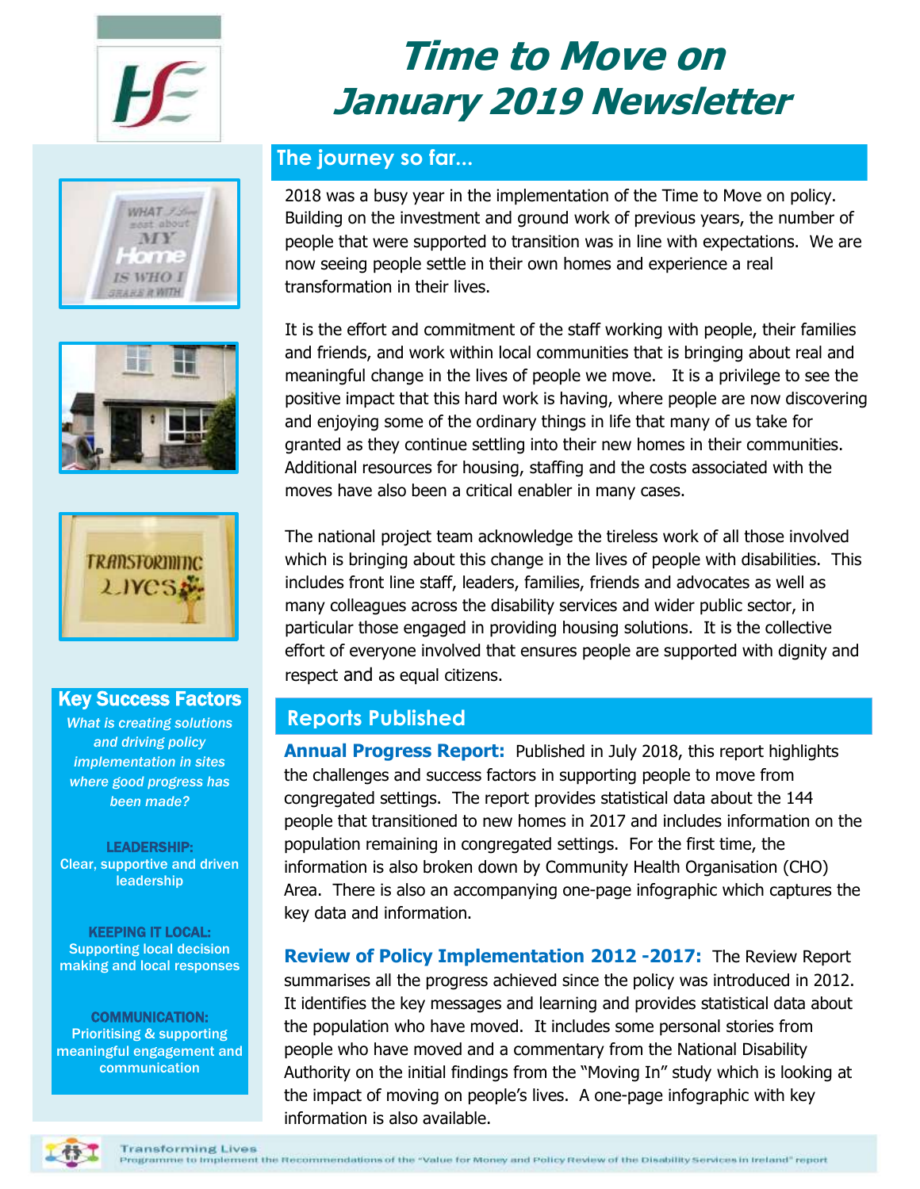# Time to Move on
# January 2019 Newsletter

## The journey so far...

2018 was a busy year in the implementation of the Time to Move on policy. Building on the investment and ground work of previous years, the number of people that were supported to transition was in line with expectations. We are now seeing people settle in their own homes and experience a real transformation in their lives.

It is the effort and commitment of the staff working with people, their families and friends, and work within local communities that is bringing about real and meaningful change in the lives of people we move. It is a privilege to see the positive impact that this hard work is having, where people are now discovering and enjoying some of the ordinary things in life that many of us take for granted as they continue settling into their new homes in their communities. Additional resources for housing, staffing and the costs associated with the moves have also been a critical enabler in many cases.

The national project team acknowledge the tireless work of all those involved which is bringing about this change in the lives of people with disabilities. This includes front line staff, leaders, families, friends and advocates as well as many colleagues across the disability services and wider public sector, in particular those engaged in providing housing solutions. It is the collective effort of everyone involved that ensures people are supported with dignity and respect and as equal citizens.

## Reports Published

**Annual Progress Report:** Published in July 2018, this report highlights the challenges and success factors in supporting people to move from congregated settings. The report provides statistical data about the 144 people that transitioned to new homes in 2017 and includes information on the population remaining in congregated settings. For the first time, the information is also broken down by Community Health Organisation (CHO) Area. There is also an accompanying one-page infographic which captures the key data and information.

**Review of Policy Implementation 2012 -2017:** The Review Report summarises all the progress achieved since the policy was introduced in 2012. It identifies the key messages and learning and provides statistical data about the population who have moved. It includes some personal stories from people who have moved and a commentary from the National Disability Authority on the initial findings from the "Moving In" study which is looking at the impact of moving on people's lives. A one-page infographic with key information is also available.

### Key Success Factors

*What is creating solutions and driving policy implementation in sites where good progress has been made?*

**LEADERSHIP:**
Clear, supportive and driven leadership

**KEEPING IT LOCAL:**
Supporting local decision making and local responses

**COMMUNICATION:**
Prioritising & supporting meaningful engagement and communication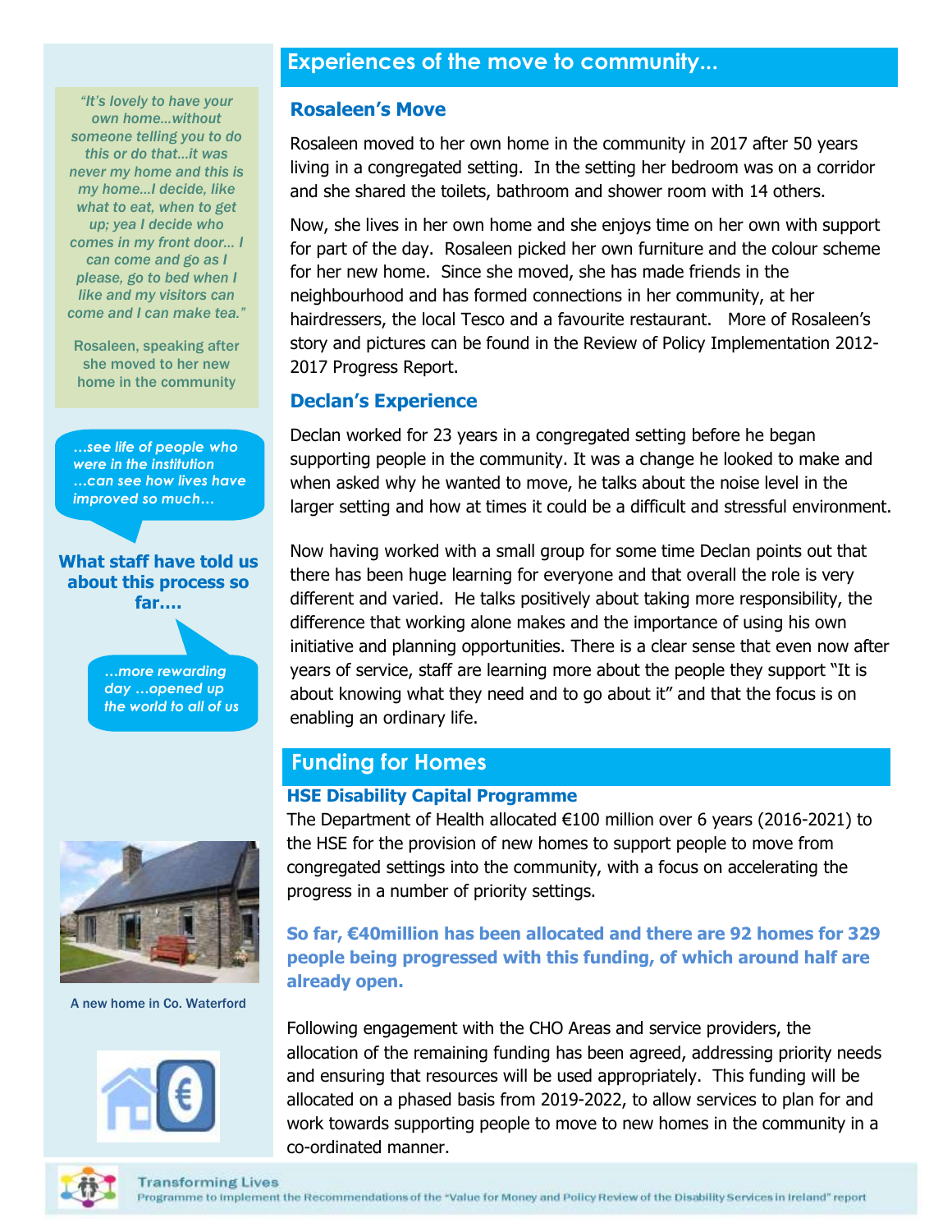## Experiences of the move to community...

### Rosaleen's Move

Rosaleen moved to her own home in the community in 2017 after 50 years living in a congregated setting. In the setting her bedroom was on a corridor and she shared the toilets, bathroom and shower room with 14 others.

Now, she lives in her own home and she enjoys time on her own with support for part of the day. Rosaleen picked her own furniture and the colour scheme for her new home. Since she moved, she has made friends in the neighbourhood and has formed connections in her community, at her hairdressers, the local Tesco and a favourite restaurant. More of Rosaleen's story and pictures can be found in the Review of Policy Implementation 2012-2017 Progress Report.

*"It's lovely to have your own home...without someone telling you to do this or do that...it was never my home and this is my home...I decide, like what to eat, when to get up; yea I decide who comes in my front door... I can come and go as I please, go to bed when I like and my visitors can come and I can make tea."*

Rosaleen, speaking after she moved to her new home in the community

### Declan's Experience

Declan worked for 23 years in a congregated setting before he began supporting people in the community. It was a change he looked to make and when asked why he wanted to move, he talks about the noise level in the larger setting and how at times it could be a difficult and stressful environment.

Now having worked with a small group for some time Declan points out that there has been huge learning for everyone and that overall the role is very different and varied. He talks positively about taking more responsibility, the difference that working alone makes and the importance of using his own initiative and planning opportunities. There is a clear sense that even now after years of service, staff are learning more about the people they support "It is about knowing what they need and to go about it" and that the focus is on enabling an ordinary life.

**What staff have told us about this process so far....**

*...see life of people who were in the institution ...can see how lives have improved so much...*

*...more rewarding day ...opened up the world to all of us*

## Funding for Homes

**HSE Disability Capital Programme**

The Department of Health allocated €100 million over 6 years (2016-2021) to the HSE for the provision of new homes to support people to move from congregated settings into the community, with a focus on accelerating the progress in a number of priority settings.

**So far, €40million has been allocated and there are 92 homes for 329 people being progressed with this funding, of which around half are already open.**

Following engagement with the CHO Areas and service providers, the allocation of the remaining funding has been agreed, addressing priority needs and ensuring that resources will be used appropriately. This funding will be allocated on a phased basis from 2019-2022, to allow services to plan for and work towards supporting people to move to new homes in the community in a co-ordinated manner.

A new home in Co. Waterford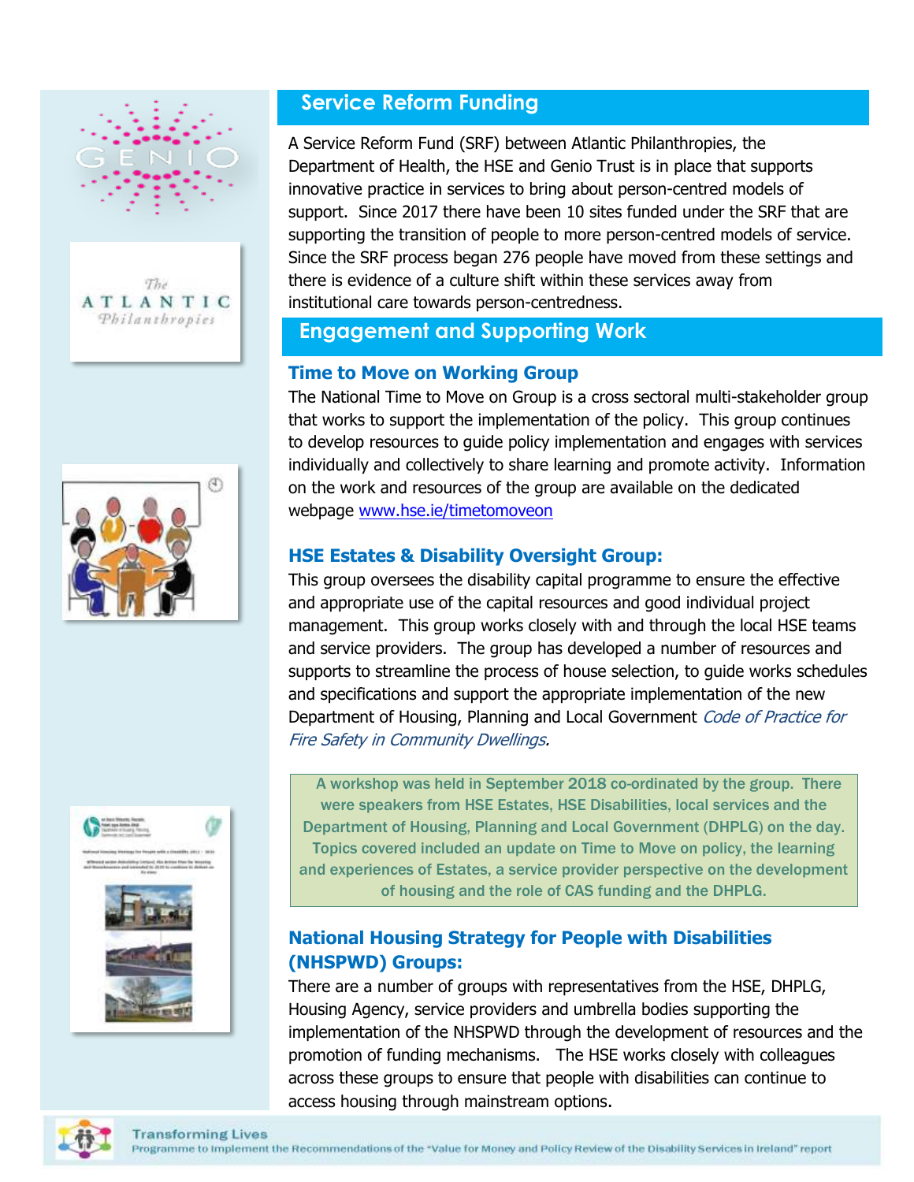## Service Reform Funding

A Service Reform Fund (SRF) between Atlantic Philanthropies, the Department of Health, the HSE and Genio Trust is in place that supports innovative practice in services to bring about person-centred models of support. Since 2017 there have been 10 sites funded under the SRF that are supporting the transition of people to more person-centred models of service. Since the SRF process began 276 people have moved from these settings and there is evidence of a culture shift within these services away from institutional care towards person-centredness.

## Engagement and Supporting Work

### Time to Move on Working Group

The National Time to Move on Group is a cross sectoral multi-stakeholder group that works to support the implementation of the policy. This group continues to develop resources to guide policy implementation and engages with services individually and collectively to share learning and promote activity. Information on the work and resources of the group are available on the dedicated webpage www.hse.ie/timetomoveon

### HSE Estates & Disability Oversight Group:

This group oversees the disability capital programme to ensure the effective and appropriate use of the capital resources and good individual project management. This group works closely with and through the local HSE teams and service providers. The group has developed a number of resources and supports to streamline the process of house selection, to guide works schedules and specifications and support the appropriate implementation of the new Department of Housing, Planning and Local Government *Code of Practice for Fire Safety in Community Dwellings*.

**A workshop was held in September 2018 co-ordinated by the group. There were speakers from HSE Estates, HSE Disabilities, local services and the Department of Housing, Planning and Local Government (DHPLG) on the day. Topics covered included an update on Time to Move on policy, the learning and experiences of Estates, a service provider perspective on the development of housing and the role of CAS funding and the DHPLG.**

### National Housing Strategy for People with Disabilities (NHSPWD) Groups:

There are a number of groups with representatives from the HSE, DHPLG, Housing Agency, service providers and umbrella bodies supporting the implementation of the NHSPWD through the development of resources and the promotion of funding mechanisms. The HSE works closely with colleagues across these groups to ensure that people with disabilities can continue to access housing through mainstream options.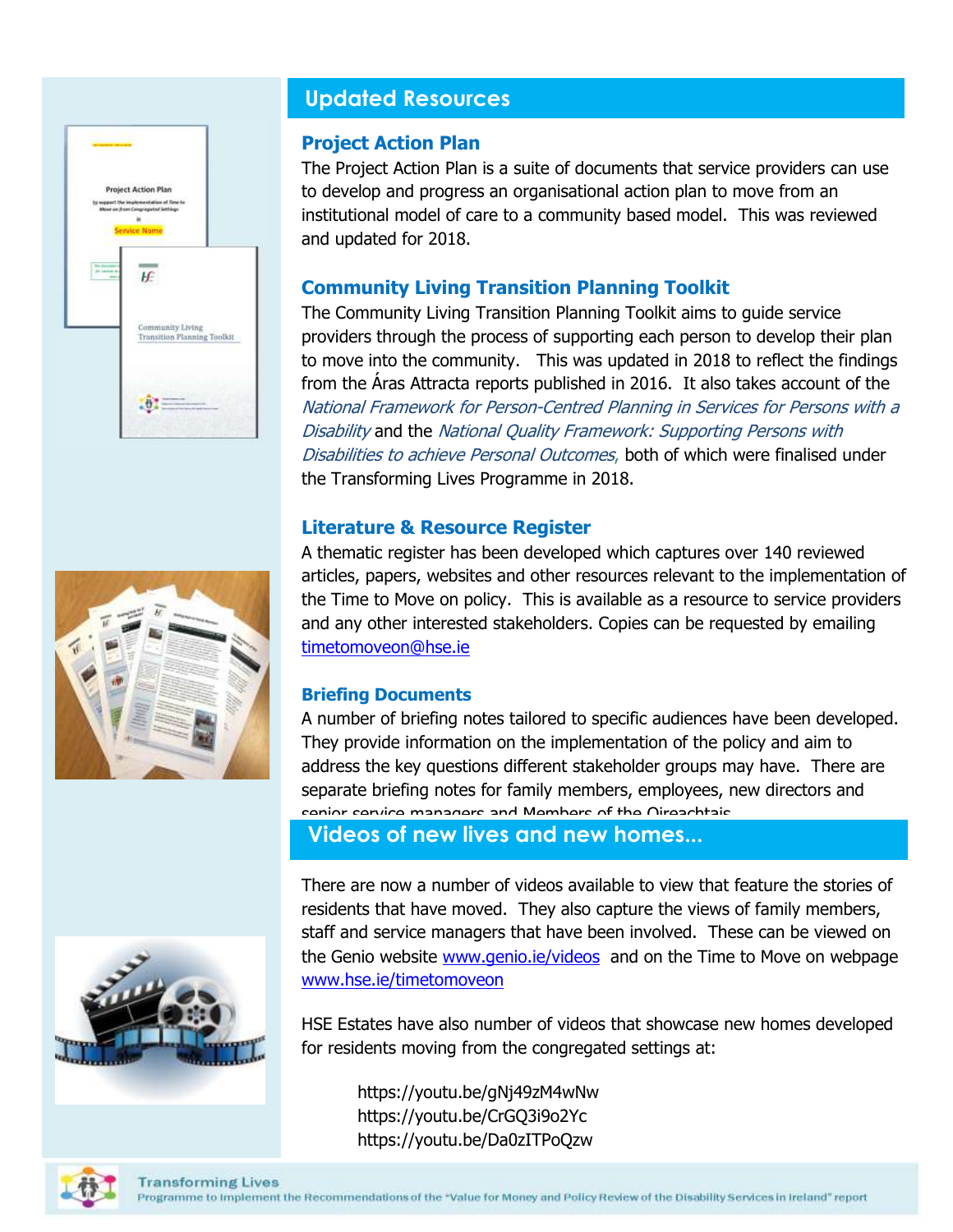## Updated Resources

### Project Action Plan

The Project Action Plan is a suite of documents that service providers can use to develop and progress an organisational action plan to move from an institutional model of care to a community based model. This was reviewed and updated for 2018.

### Community Living Transition Planning Toolkit

The Community Living Transition Planning Toolkit aims to guide service providers through the process of supporting each person to develop their plan to move into the community. This was updated in 2018 to reflect the findings from the Áras Attracta reports published in 2016. It also takes account of the *National Framework for Person-Centred Planning in Services for Persons with a Disability* and the *National Quality Framework: Supporting Persons with Disabilities to achieve Personal Outcomes,* both of which were finalised under the Transforming Lives Programme in 2018.

### Literature & Resource Register

A thematic register has been developed which captures over 140 reviewed articles, papers, websites and other resources relevant to the implementation of the Time to Move on policy. This is available as a resource to service providers and any other interested stakeholders. Copies can be requested by emailing timetomoveon@hse.ie

### Briefing Documents

A number of briefing notes tailored to specific audiences have been developed. They provide information on the implementation of the policy and aim to address the key questions different stakeholder groups may have. There are separate briefing notes for family members, employees, new directors and senior service managers and Members of the Oireachtais.

## Videos of new lives and new homes...

There are now a number of videos available to view that feature the stories of residents that have moved. They also capture the views of family members, staff and service managers that have been involved. These can be viewed on the Genio website www.genio.ie/videos and on the Time to Move on webpage www.hse.ie/timetomoveon

HSE Estates have also number of videos that showcase new homes developed for residents moving from the congregated settings at:

https://youtu.be/gNj49zM4wNw
https://youtu.be/CrGQ3i9o2Yc
https://youtu.be/Da0zITPoQzw